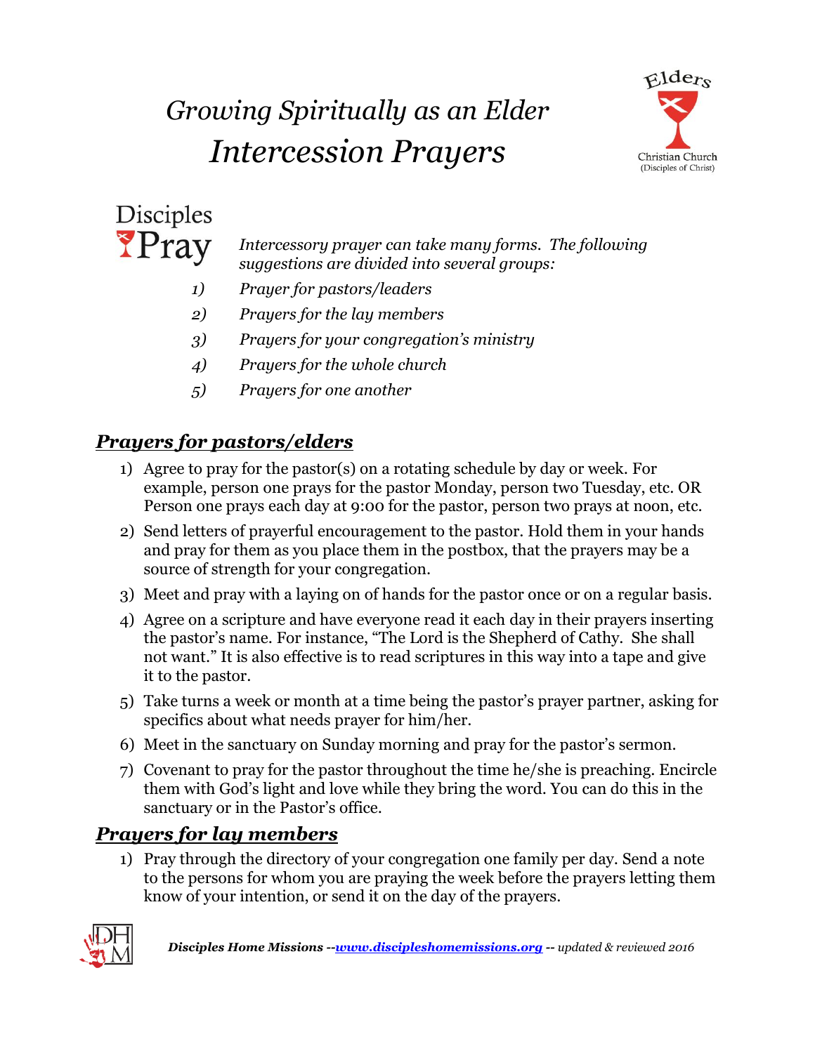# *Growing Spiritually as an Elder*
# *Intercession Prayers*

Elders
Christian Church
(Disciples of Christ)

Disciples Pray

*Intercessory prayer can take many forms. The following suggestions are divided into several groups:*

1) *Prayer for pastors/leaders*
2) *Prayers for the lay members*
3) *Prayers for your congregation's ministry*
4) *Prayers for the whole church*
5) *Prayers for one another*

## ***Prayers for pastors/elders***

1) Agree to pray for the pastor(s) on a rotating schedule by day or week. For example, person one prays for the pastor Monday, person two Tuesday, etc. OR Person one prays each day at 9:00 for the pastor, person two prays at noon, etc.
2) Send letters of prayerful encouragement to the pastor. Hold them in your hands and pray for them as you place them in the postbox, that the prayers may be a source of strength for your congregation.
3) Meet and pray with a laying on of hands for the pastor once or on a regular basis.
4) Agree on a scripture and have everyone read it each day in their prayers inserting the pastor's name. For instance, "The Lord is the Shepherd of Cathy. She shall not want." It is also effective is to read scriptures in this way into a tape and give it to the pastor.
5) Take turns a week or month at a time being the pastor's prayer partner, asking for specifics about what needs prayer for him/her.
6) Meet in the sanctuary on Sunday morning and pray for the pastor's sermon.
7) Covenant to pray for the pastor throughout the time he/she is preaching. Encircle them with God's light and love while they bring the word. You can do this in the sanctuary or in the Pastor's office.

## ***Prayers for lay members***

1) Pray through the directory of your congregation one family per day. Send a note to the persons for whom you are praying the week before the prayers letting them know of your intention, or send it on the day of the prayers.

***Disciples Home Missions --[www.discipleshomemissions.org](http://www.discipleshomemissions.org) --*** *updated & reviewed 2016*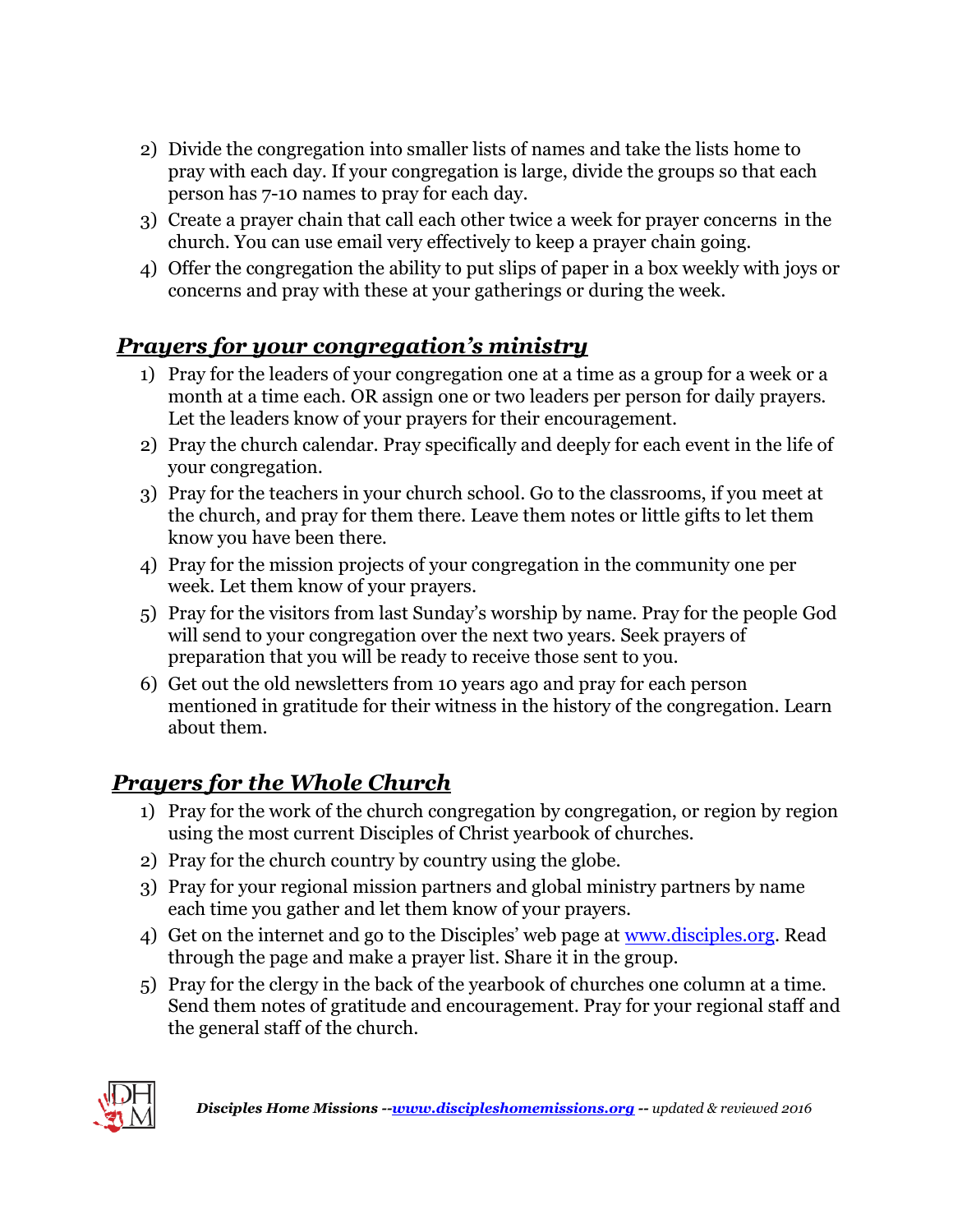2) Divide the congregation into smaller lists of names and take the lists home to pray with each day. If your congregation is large, divide the groups so that each person has 7-10 names to pray for each day.
3) Create a prayer chain that call each other twice a week for prayer concerns in the church. You can use email very effectively to keep a prayer chain going.
4) Offer the congregation the ability to put slips of paper in a box weekly with joys or concerns and pray with these at your gatherings or during the week.

## ***Prayers for your congregation's ministry***

1) Pray for the leaders of your congregation one at a time as a group for a week or a month at a time each. OR assign one or two leaders per person for daily prayers. Let the leaders know of your prayers for their encouragement.
2) Pray the church calendar. Pray specifically and deeply for each event in the life of your congregation.
3) Pray for the teachers in your church school. Go to the classrooms, if you meet at the church, and pray for them there. Leave them notes or little gifts to let them know you have been there.
4) Pray for the mission projects of your congregation in the community one per week. Let them know of your prayers.
5) Pray for the visitors from last Sunday's worship by name. Pray for the people God will send to your congregation over the next two years. Seek prayers of preparation that you will be ready to receive those sent to you.
6) Get out the old newsletters from 10 years ago and pray for each person mentioned in gratitude for their witness in the history of the congregation. Learn about them.

## ***Prayers for the Whole Church***

1) Pray for the work of the church congregation by congregation, or region by region using the most current Disciples of Christ yearbook of churches.
2) Pray for the church country by country using the globe.
3) Pray for your regional mission partners and global ministry partners by name each time you gather and let them know of your prayers.
4) Get on the internet and go to the Disciples' web page at www.disciples.org. Read through the page and make a prayer list. Share it in the group.
5) Pray for the clergy in the back of the yearbook of churches one column at a time. Send them notes of gratitude and encouragement. Pray for your regional staff and the general staff of the church.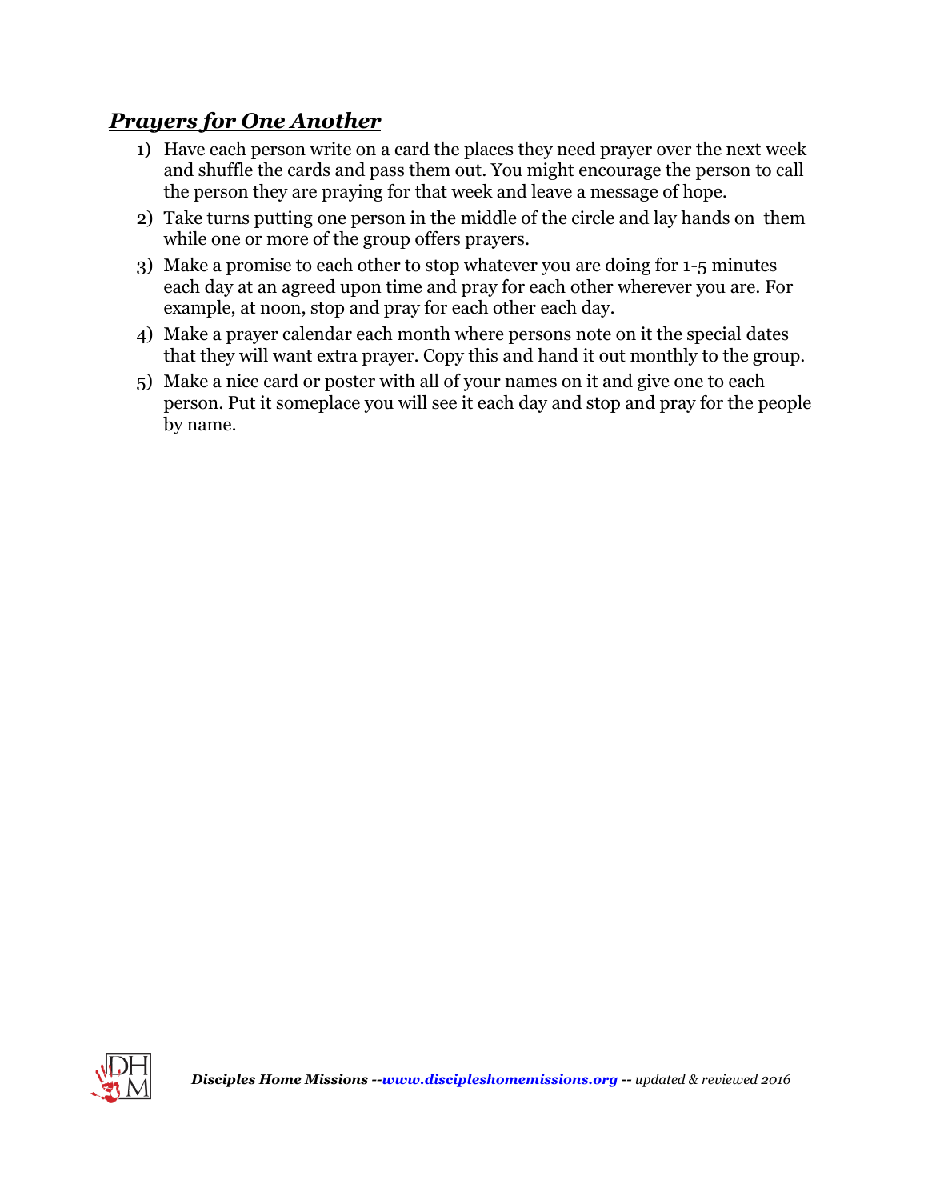## ***Prayers for One Another***

1) Have each person write on a card the places they need prayer over the next week and shuffle the cards and pass them out. You might encourage the person to call the person they are praying for that week and leave a message of hope.
2) Take turns putting one person in the middle of the circle and lay hands on them while one or more of the group offers prayers.
3) Make a promise to each other to stop whatever you are doing for 1-5 minutes each day at an agreed upon time and pray for each other wherever you are. For example, at noon, stop and pray for each other each day.
4) Make a prayer calendar each month where persons note on it the special dates that they will want extra prayer. Copy this and hand it out monthly to the group.
5) Make a nice card or poster with all of your names on it and give one to each person. Put it someplace you will see it each day and stop and pray for the people by name.